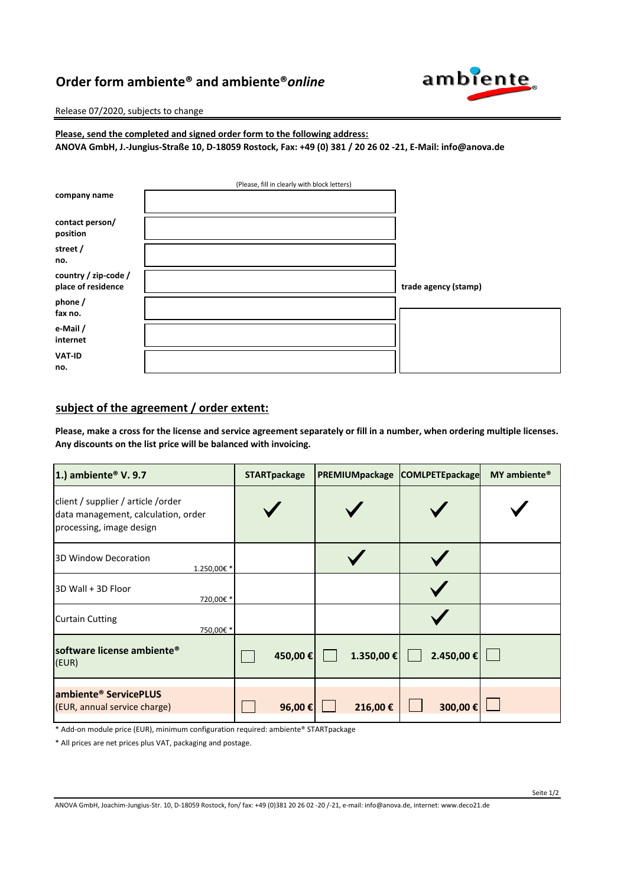# Order form ambiente® and ambiente®*online*

Release 07/2020, subjects to change

**Please, send the completed and signed order form to the following address:**
**ANOVA GmbH, J.-Jungius-Straße 10, D-18059 Rostock, Fax: +49 (0) 381 / 20 26 02 -21, E-Mail: info@anova.de**

(Please, fill in clearly with block letters)

| | |
|---|---|
| **company name** | |
| **contact person/ position** | |
| **street / no.** | |
| **country / zip-code / place of residence** | |
| **phone / fax no.** | |
| **e-Mail / internet** | |
| **VAT-ID no.** | |

**trade agency (stamp)**

## subject of the agreement / order extent:

**Please, make a cross for the license and service agreement separately or fill in a number, when ordering multiple licenses. Any discounts on the list price will be balanced with invoicing.**

| **1.) ambiente® V. 9.7** | **STARTpackage** | **PREMIUMpackage** | **COMLPETEpackage** | **MY ambiente®** |
|---|---|---|---|---|
| client / supplier / article /order data management, calculation, order processing, image design | ✓ | ✓ | ✓ | ✓ |
| 3D Window Decoration 1.250,00€ * | | ✓ | ✓ | |
| 3D Wall + 3D Floor 720,00€ * | | | ✓ | |
| Curtain Cutting 750,00€ * | | | ✓ | |
| **software license ambiente®** (EUR) | ☐ **450,00 €** | ☐ **1.350,00 €** | ☐ **2.450,00 €** | ☐ |
| **ambiente® ServicePLUS** (EUR, annual service charge) | ☐ **96,00 €** | ☐ **216,00 €** | ☐ **300,00 €** | ☐ |

\* Add-on module price (EUR), minimum configuration required: ambiente® STARTpackage

\* All prices are net prices plus VAT, packaging and postage.

ANOVA GmbH, Joachim-Jungius-Str. 10, D-18059 Rostock, fon/ fax: +49 (0)381 20 26 02 -20 /-21, e-mail: info@anova.de, internet: www.deco21.de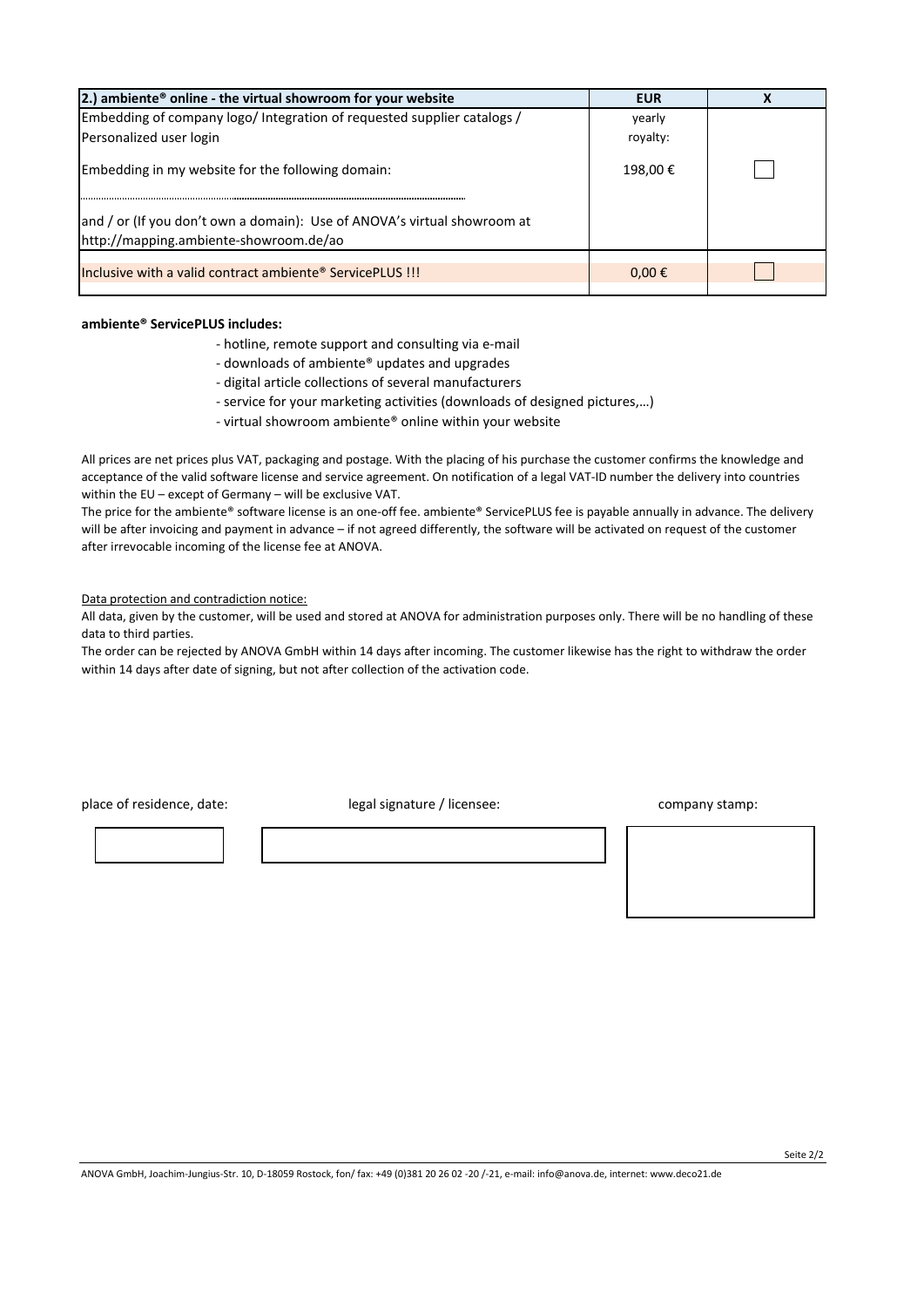| 2.) ambiente® online - the virtual showroom for your website | EUR | X |
|---|---|---|
| Embedding of company logo/ Integration of requested supplier catalogs / Personalized user login | yearly royalty: | |
| Embedding in my website for the following domain: | 198,00 € | ☐ |
| ................................................................................................................ | | |
| and / or (If you don't own a domain): Use of ANOVA's virtual showroom at http://mapping.ambiente-showroom.de/ao | | |
| Inclusive with a valid contract ambiente® ServicePLUS !!! | 0,00 € | ☐ |

**ambiente® ServicePLUS includes:**

- hotline, remote support and consulting via e-mail
- downloads of ambiente® updates and upgrades
- digital article collections of several manufacturers
- service for your marketing activities (downloads of designed pictures,…)
- virtual showroom ambiente® online within your website

All prices are net prices plus VAT, packaging and postage. With the placing of his purchase the customer confirms the knowledge and acceptance of the valid software license and service agreement. On notification of a legal VAT-ID number the delivery into countries within the EU – except of Germany – will be exclusive VAT.
The price for the ambiente® software license is an one-off fee. ambiente® ServicePLUS fee is payable annually in advance. The delivery will be after invoicing and payment in advance – if not agreed differently, the software will be activated on request of the customer after irrevocable incoming of the license fee at ANOVA.

Data protection and contradiction notice:

All data, given by the customer, will be used and stored at ANOVA for administration purposes only. There will be no handling of these data to third parties.
The order can be rejected by ANOVA GmbH within 14 days after incoming. The customer likewise has the right to withdraw the order within 14 days after date of signing, but not after collection of the activation code.

| place of residence, date: | legal signature / licensee: | company stamp: |
|---|---|---|
| | | |

ANOVA GmbH, Joachim-Jungius-Str. 10, D-18059 Rostock, fon/ fax: +49 (0)381 20 26 02 -20 /-21, e-mail: info@anova.de, internet: www.deco21.de